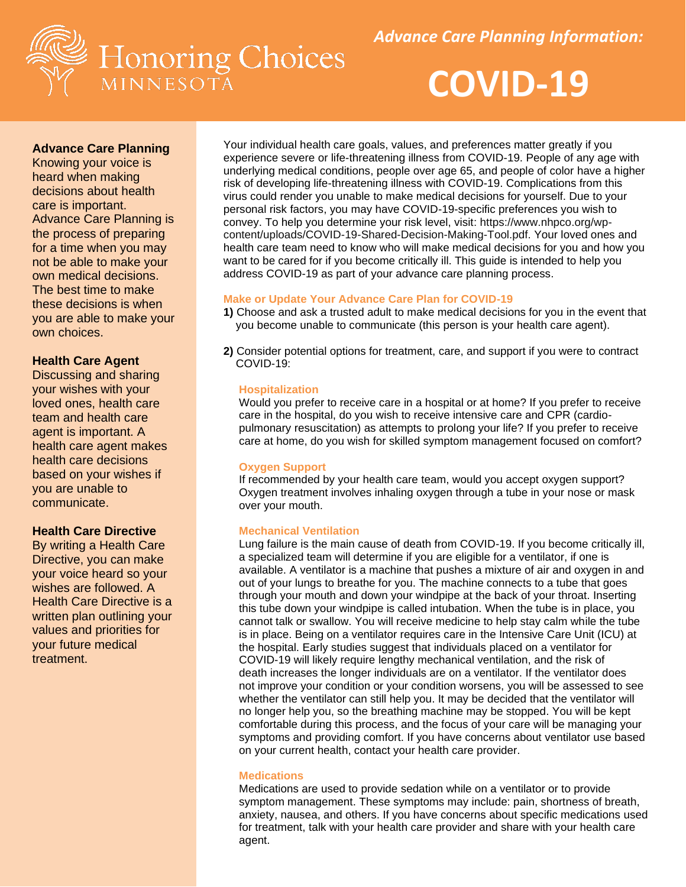Honoring Choices MINNESOTA

*Advance Care Planning Information:*

# COVID-19

**Advance Care Planning**
Knowing your voice is heard when making decisions about health care is important. Advance Care Planning is the process of preparing for a time when you may not be able to make your own medical decisions. The best time to make these decisions is when you are able to make your own choices.

**Health Care Agent**
Discussing and sharing your wishes with your loved ones, health care team and health care agent is important. A health care agent makes health care decisions based on your wishes if you are unable to communicate.

**Health Care Directive**
By writing a Health Care Directive, you can make your voice heard so your wishes are followed. A Health Care Directive is a written plan outlining your values and priorities for your future medical treatment.

Your individual health care goals, values, and preferences matter greatly if you experience severe or life-threatening illness from COVID-19. People of any age with underlying medical conditions, people over age 65, and people of color have a higher risk of developing life-threatening illness with COVID-19. Complications from this virus could render you unable to make medical decisions for yourself. Due to your personal risk factors, you may have COVID-19-specific preferences you wish to convey. To help you determine your risk level, visit: https://www.nhpco.org/wp-content/uploads/COVID-19-Shared-Decision-Making-Tool.pdf. Your loved ones and health care team need to know who will make medical decisions for you and how you want to be cared for if you become critically ill. This guide is intended to help you address COVID-19 as part of your advance care planning process.

## Make or Update Your Advance Care Plan for COVID-19

**1)** Choose and ask a trusted adult to make medical decisions for you in the event that you become unable to communicate (this person is your health care agent).

**2)** Consider potential options for treatment, care, and support if you were to contract COVID-19:

### Hospitalization

Would you prefer to receive care in a hospital or at home? If you prefer to receive care in the hospital, do you wish to receive intensive care and CPR (cardio-pulmonary resuscitation) as attempts to prolong your life? If you prefer to receive care at home, do you wish for skilled symptom management focused on comfort?

### Oxygen Support

If recommended by your health care team, would you accept oxygen support? Oxygen treatment involves inhaling oxygen through a tube in your nose or mask over your mouth.

### Mechanical Ventilation

Lung failure is the main cause of death from COVID-19. If you become critically ill, a specialized team will determine if you are eligible for a ventilator, if one is available. A ventilator is a machine that pushes a mixture of air and oxygen in and out of your lungs to breathe for you. The machine connects to a tube that goes through your mouth and down your windpipe at the back of your throat. Inserting this tube down your windpipe is called intubation. When the tube is in place, you cannot talk or swallow. You will receive medicine to help stay calm while the tube is in place. Being on a ventilator requires care in the Intensive Care Unit (ICU) at the hospital. Early studies suggest that individuals placed on a ventilator for COVID-19 will likely require lengthy mechanical ventilation, and the risk of death increases the longer individuals are on a ventilator. If the ventilator does not improve your condition or your condition worsens, you will be assessed to see whether the ventilator can still help you. It may be decided that the ventilator will no longer help you, so the breathing machine may be stopped. You will be kept comfortable during this process, and the focus of your care will be managing your symptoms and providing comfort. If you have concerns about ventilator use based on your current health, contact your health care provider.

### Medications

Medications are used to provide sedation while on a ventilator or to provide symptom management. These symptoms may include: pain, shortness of breath, anxiety, nausea, and others. If you have concerns about specific medications used for treatment, talk with your health care provider and share with your health care agent.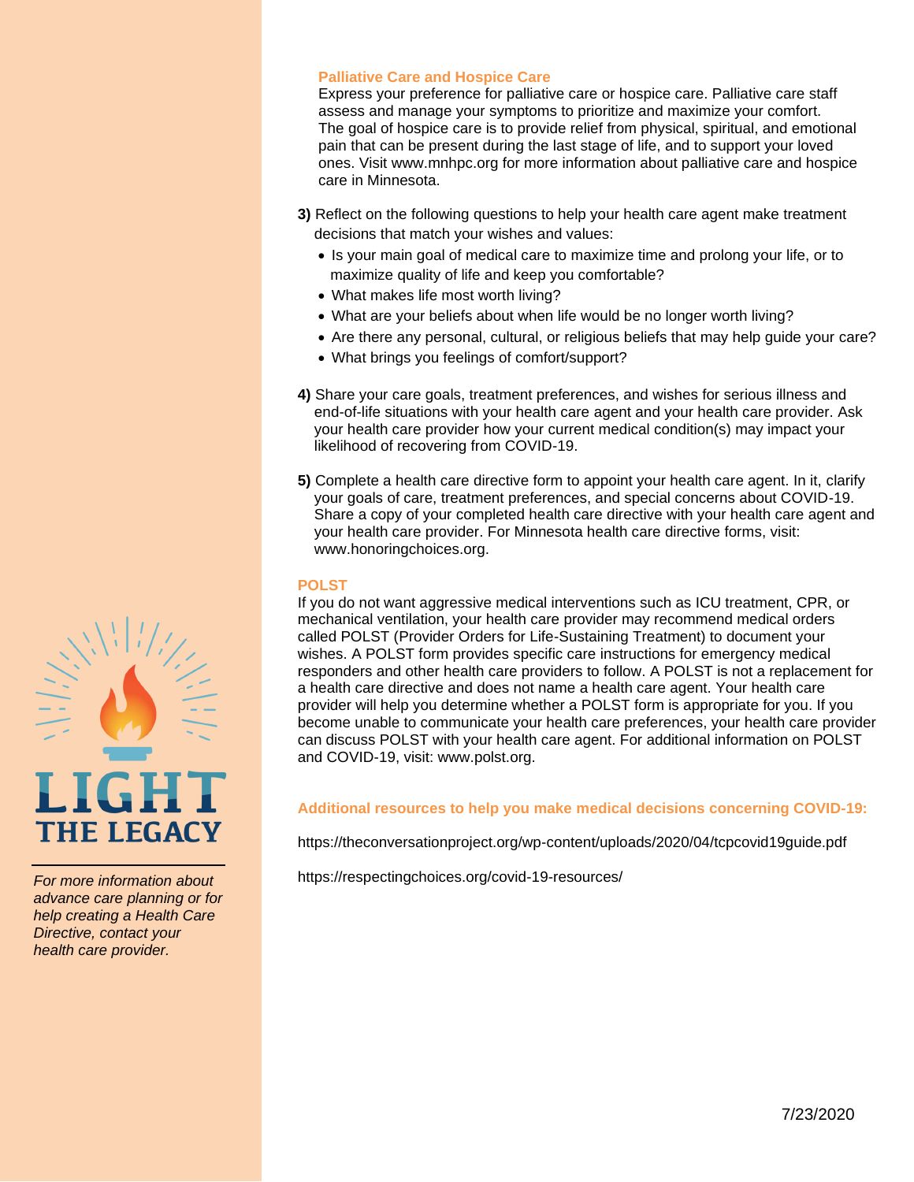### Palliative Care and Hospice Care

Express your preference for palliative care or hospice care. Palliative care staff assess and manage your symptoms to prioritize and maximize your comfort. The goal of hospice care is to provide relief from physical, spiritual, and emotional pain that can be present during the last stage of life, and to support your loved ones. Visit www.mnhpc.org for more information about palliative care and hospice care in Minnesota.

**3)** Reflect on the following questions to help your health care agent make treatment decisions that match your wishes and values:

- Is your main goal of medical care to maximize time and prolong your life, or to maximize quality of life and keep you comfortable?
- What makes life most worth living?
- What are your beliefs about when life would be no longer worth living?
- Are there any personal, cultural, or religious beliefs that may help guide your care?
- What brings you feelings of comfort/support?

**4)** Share your care goals, treatment preferences, and wishes for serious illness and end-of-life situations with your health care agent and your health care provider. Ask your health care provider how your current medical condition(s) may impact your likelihood of recovering from COVID-19.

**5)** Complete a health care directive form to appoint your health care agent. In it, clarify your goals of care, treatment preferences, and special concerns about COVID-19. Share a copy of your completed health care directive with your health care agent and your health care provider. For Minnesota health care directive forms, visit: www.honoringchoices.org.

### POLST

If you do not want aggressive medical interventions such as ICU treatment, CPR, or mechanical ventilation, your health care provider may recommend medical orders called POLST (Provider Orders for Life-Sustaining Treatment) to document your wishes. A POLST form provides specific care instructions for emergency medical responders and other health care providers to follow. A POLST is not a replacement for a health care directive and does not name a health care agent. Your health care provider will help you determine whether a POLST form is appropriate for you. If you become unable to communicate your health care preferences, your health care provider can discuss POLST with your health care agent. For additional information on POLST and COVID-19, visit: www.polst.org.

### Additional resources to help you make medical decisions concerning COVID-19:

https://theconversationproject.org/wp-content/uploads/2020/04/tcpcovid19guide.pdf

https://respectingchoices.org/covid-19-resources/

LIGHT THE LEGACY

*For more information about advance care planning or for help creating a Health Care Directive, contact your health care provider.*

7/23/2020